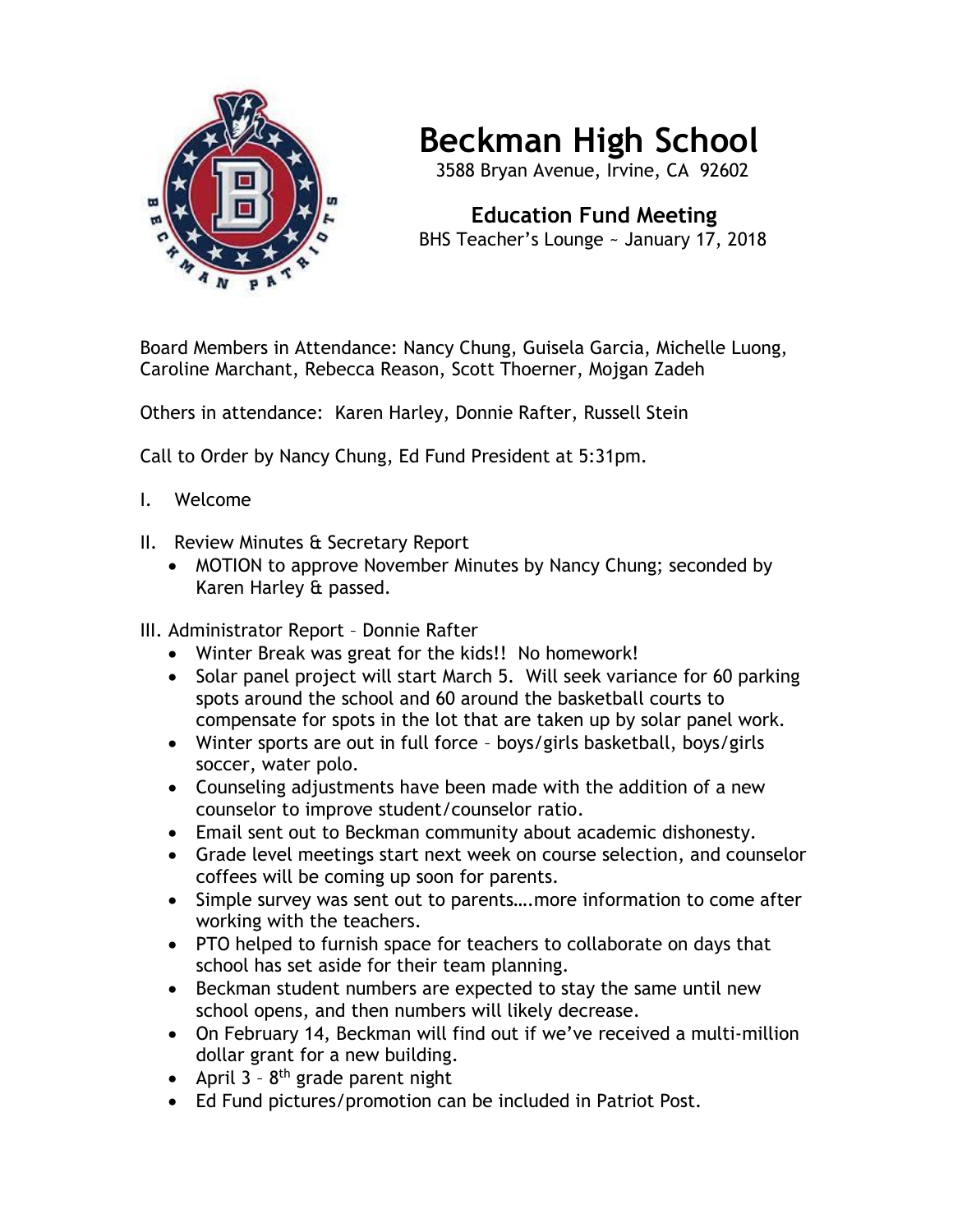# Beckman High School

3588 Bryan Avenue, Irvine, CA 92602

## Education Fund Meeting

BHS Teacher's Lounge ~ January 17, 2018

Board Members in Attendance: Nancy Chung, Guisela Garcia, Michelle Luong, Caroline Marchant, Rebecca Reason, Scott Thoerner, Mojgan Zadeh

Others in attendance: Karen Harley, Donnie Rafter, Russell Stein

Call to Order by Nancy Chung, Ed Fund President at 5:31pm.

I. Welcome

II. Review Minutes & Secretary Report
- MOTION to approve November Minutes by Nancy Chung; seconded by Karen Harley & passed.

III. Administrator Report – Donnie Rafter
- Winter Break was great for the kids!! No homework!
- Solar panel project will start March 5. Will seek variance for 60 parking spots around the school and 60 around the basketball courts to compensate for spots in the lot that are taken up by solar panel work.
- Winter sports are out in full force – boys/girls basketball, boys/girls soccer, water polo.
- Counseling adjustments have been made with the addition of a new counselor to improve student/counselor ratio.
- Email sent out to Beckman community about academic dishonesty.
- Grade level meetings start next week on course selection, and counselor coffees will be coming up soon for parents.
- Simple survey was sent out to parents….more information to come after working with the teachers.
- PTO helped to furnish space for teachers to collaborate on days that school has set aside for their team planning.
- Beckman student numbers are expected to stay the same until new school opens, and then numbers will likely decrease.
- On February 14, Beckman will find out if we've received a multi-million dollar grant for a new building.
- April 3 – 8th grade parent night
- Ed Fund pictures/promotion can be included in Patriot Post.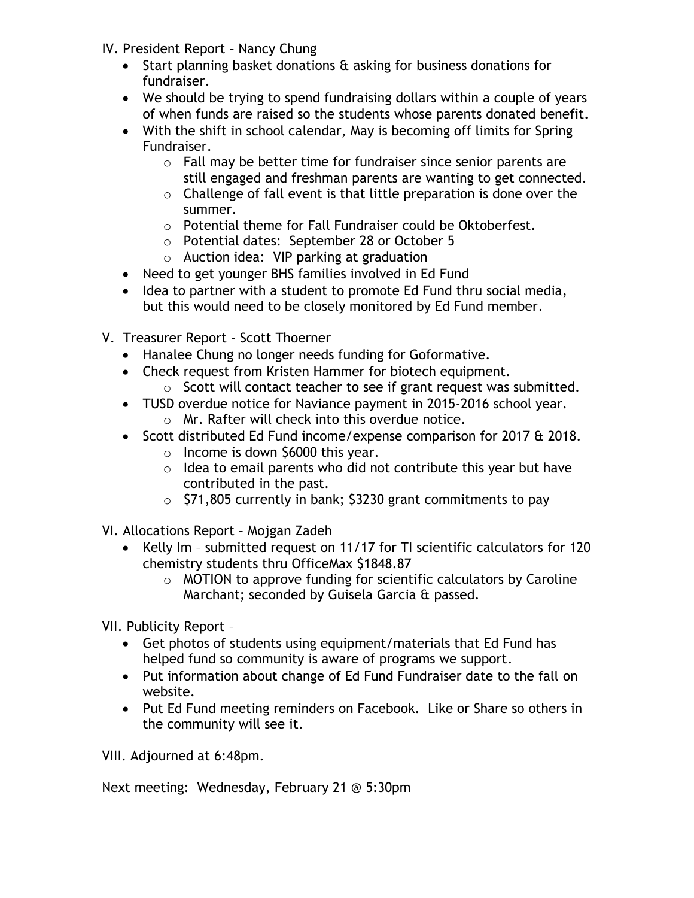IV. President Report – Nancy Chung

- Start planning basket donations & asking for business donations for fundraiser.
- We should be trying to spend fundraising dollars within a couple of years of when funds are raised so the students whose parents donated benefit.
- With the shift in school calendar, May is becoming off limits for Spring Fundraiser.
  - Fall may be better time for fundraiser since senior parents are still engaged and freshman parents are wanting to get connected.
  - Challenge of fall event is that little preparation is done over the summer.
  - Potential theme for Fall Fundraiser could be Oktoberfest.
  - Potential dates: September 28 or October 5
  - Auction idea: VIP parking at graduation
- Need to get younger BHS families involved in Ed Fund
- Idea to partner with a student to promote Ed Fund thru social media, but this would need to be closely monitored by Ed Fund member.

V. Treasurer Report – Scott Thoerner

- Hanalee Chung no longer needs funding for Goformative.
- Check request from Kristen Hammer for biotech equipment.
  - Scott will contact teacher to see if grant request was submitted.
- TUSD overdue notice for Naviance payment in 2015-2016 school year.
  - Mr. Rafter will check into this overdue notice.
- Scott distributed Ed Fund income/expense comparison for 2017 & 2018.
  - Income is down $6000 this year.
  - Idea to email parents who did not contribute this year but have contributed in the past.
  - $71,805 currently in bank; $3230 grant commitments to pay

VI. Allocations Report – Mojgan Zadeh

- Kelly Im – submitted request on 11/17 for TI scientific calculators for 120 chemistry students thru OfficeMax $1848.87
  - MOTION to approve funding for scientific calculators by Caroline Marchant; seconded by Guisela Garcia & passed.

VII. Publicity Report –

- Get photos of students using equipment/materials that Ed Fund has helped fund so community is aware of programs we support.
- Put information about change of Ed Fund Fundraiser date to the fall on website.
- Put Ed Fund meeting reminders on Facebook. Like or Share so others in the community will see it.

VIII. Adjourned at 6:48pm.

Next meeting: Wednesday, February 21 @ 5:30pm